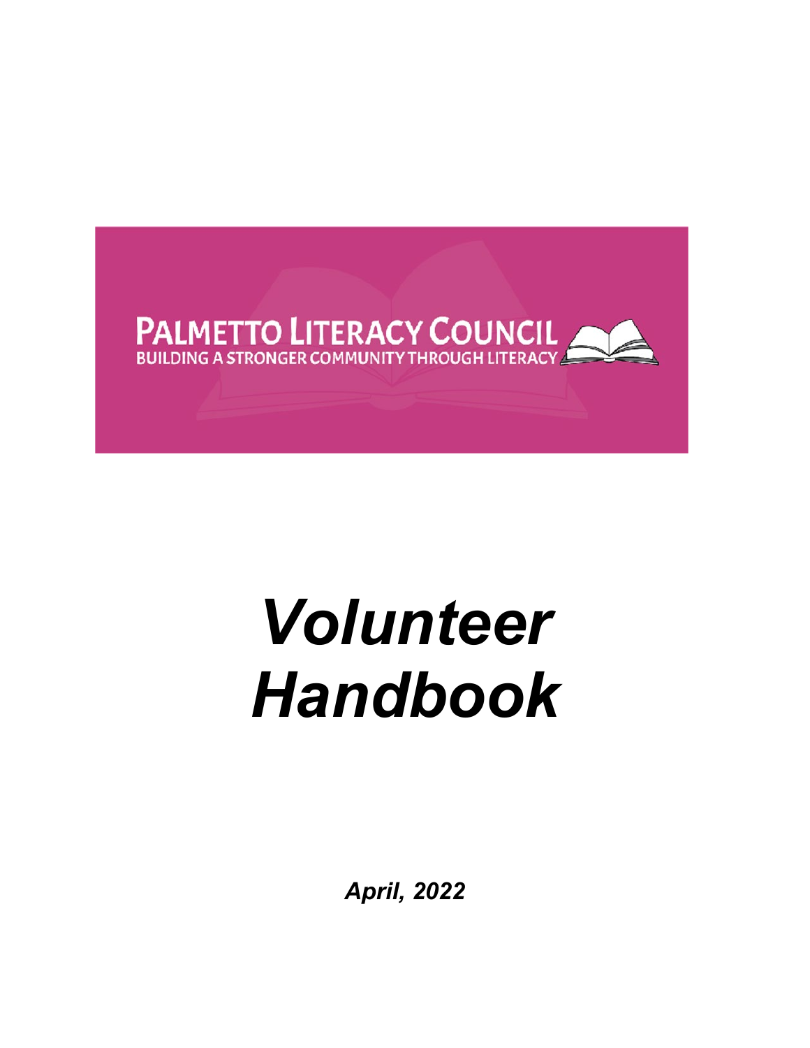PALMETTO LITERACY COUNCIL

BUILDING A STRONGER COMMUNITY THROUGH LITERACY

# *Volunteer Handbook*

***April, 2022***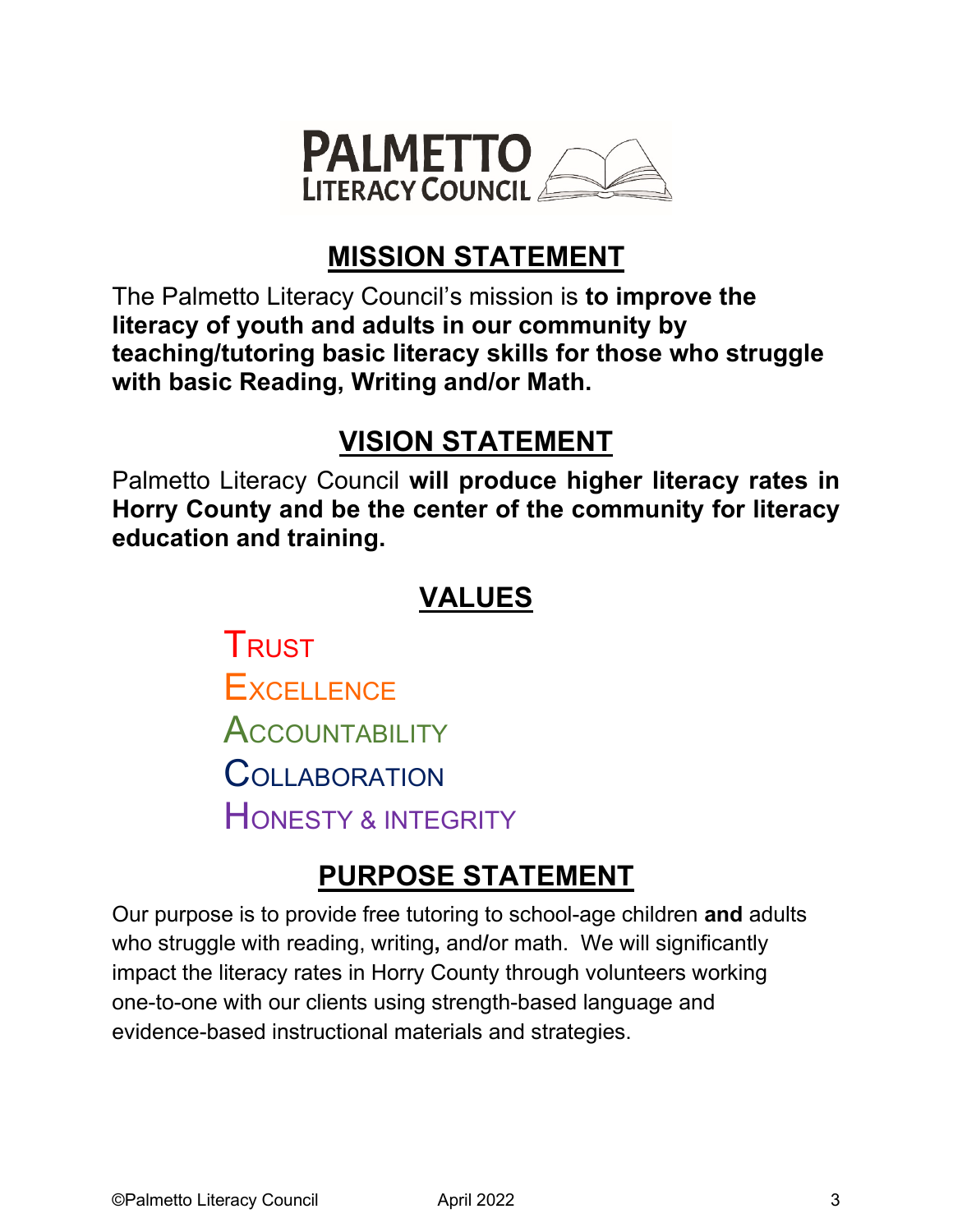PALMETTO LITERACY COUNCIL

## MISSION STATEMENT

The Palmetto Literacy Council's mission is **to improve the literacy of youth and adults in our community by teaching/tutoring basic literacy skills for those who struggle with basic Reading, Writing and/or Math.**

## VISION STATEMENT

Palmetto Literacy Council **will produce higher literacy rates in Horry County and be the center of the community for literacy education and training.**

## VALUES

TRUST
EXCELLENCE
ACCOUNTABILITY
COLLABORATION
HONESTY & INTEGRITY

## PURPOSE STATEMENT

Our purpose is to provide free tutoring to school-age children **and** adults who struggle with reading, writing**,** and**/**or math. We will significantly impact the literacy rates in Horry County through volunteers working one-to-one with our clients using strength-based language and evidence-based instructional materials and strategies.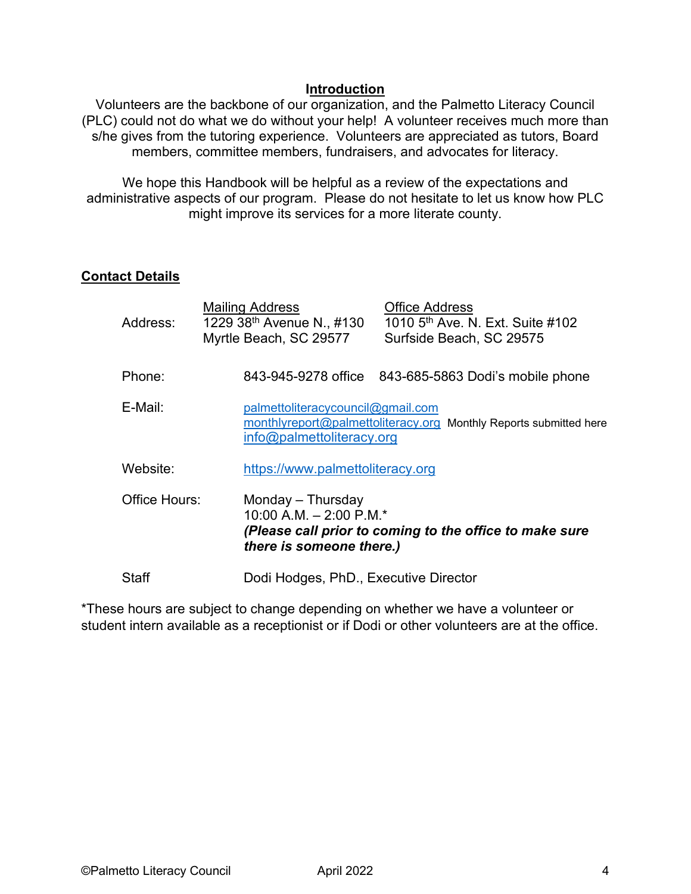## Introduction

Volunteers are the backbone of our organization, and the Palmetto Literacy Council (PLC) could not do what we do without your help! A volunteer receives much more than s/he gives from the tutoring experience. Volunteers are appreciated as tutors, Board members, committee members, fundraisers, and advocates for literacy.

We hope this Handbook will be helpful as a review of the expectations and administrative aspects of our program. Please do not hesitate to let us know how PLC might improve its services for a more literate county.

## Contact Details

| | | |
|---|---|---|
| Address: | Mailing Address<br>1229 38th Avenue N., #130<br>Myrtle Beach, SC 29577 | Office Address<br>1010 5th Ave. N. Ext. Suite #102<br>Surfside Beach, SC 29575 |
| Phone: | 843-945-9278 office | 843-685-5863 Dodi's mobile phone |
| E-Mail: | palmettoliteracycouncil@gmail.com<br>monthlyreport@palmettoliteracy.org Monthly Reports submitted here<br>info@palmettoliteracy.org | |
| Website: | https://www.palmettoliteracy.org | |
| Office Hours: | Monday – Thursday<br>10:00 A.M. – 2:00 P.M.*<br>***(Please call prior to coming to the office to make sure there is someone there.)*** | |
| Staff | Dodi Hodges, PhD., Executive Director | |

*These hours are subject to change depending on whether we have a volunteer or student intern available as a receptionist or if Dodi or other volunteers are at the office.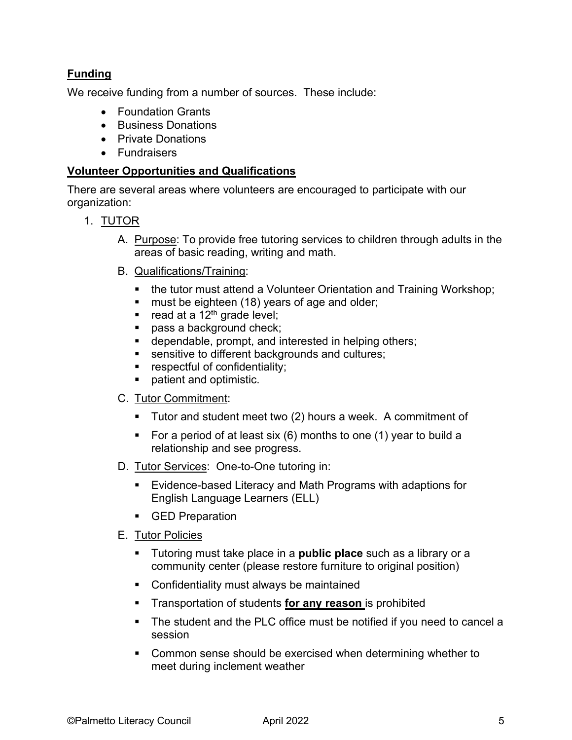## Funding

We receive funding from a number of sources. These include:

- Foundation Grants
- Business Donations
- Private Donations
- Fundraisers

## Volunteer Opportunities and Qualifications

There are several areas where volunteers are encouraged to participate with our organization:

1. TUTOR

   A. Purpose: To provide free tutoring services to children through adults in the areas of basic reading, writing and math.

   B. Qualifications/Training:

      - the tutor must attend a Volunteer Orientation and Training Workshop;
      - must be eighteen (18) years of age and older;
      - read at a 12th grade level;
      - pass a background check;
      - dependable, prompt, and interested in helping others;
      - sensitive to different backgrounds and cultures;
      - respectful of confidentiality;
      - patient and optimistic.

   C. Tutor Commitment:

      - Tutor and student meet two (2) hours a week. A commitment of
      - For a period of at least six (6) months to one (1) year to build a relationship and see progress.

   D. Tutor Services: One-to-One tutoring in:

      - Evidence-based Literacy and Math Programs with adaptions for English Language Learners (ELL)
      - GED Preparation

   E. Tutor Policies

      - Tutoring must take place in a **public place** such as a library or a community center (please restore furniture to original position)
      - Confidentiality must always be maintained
      - Transportation of students **for any reason** is prohibited
      - The student and the PLC office must be notified if you need to cancel a session
      - Common sense should be exercised when determining whether to meet during inclement weather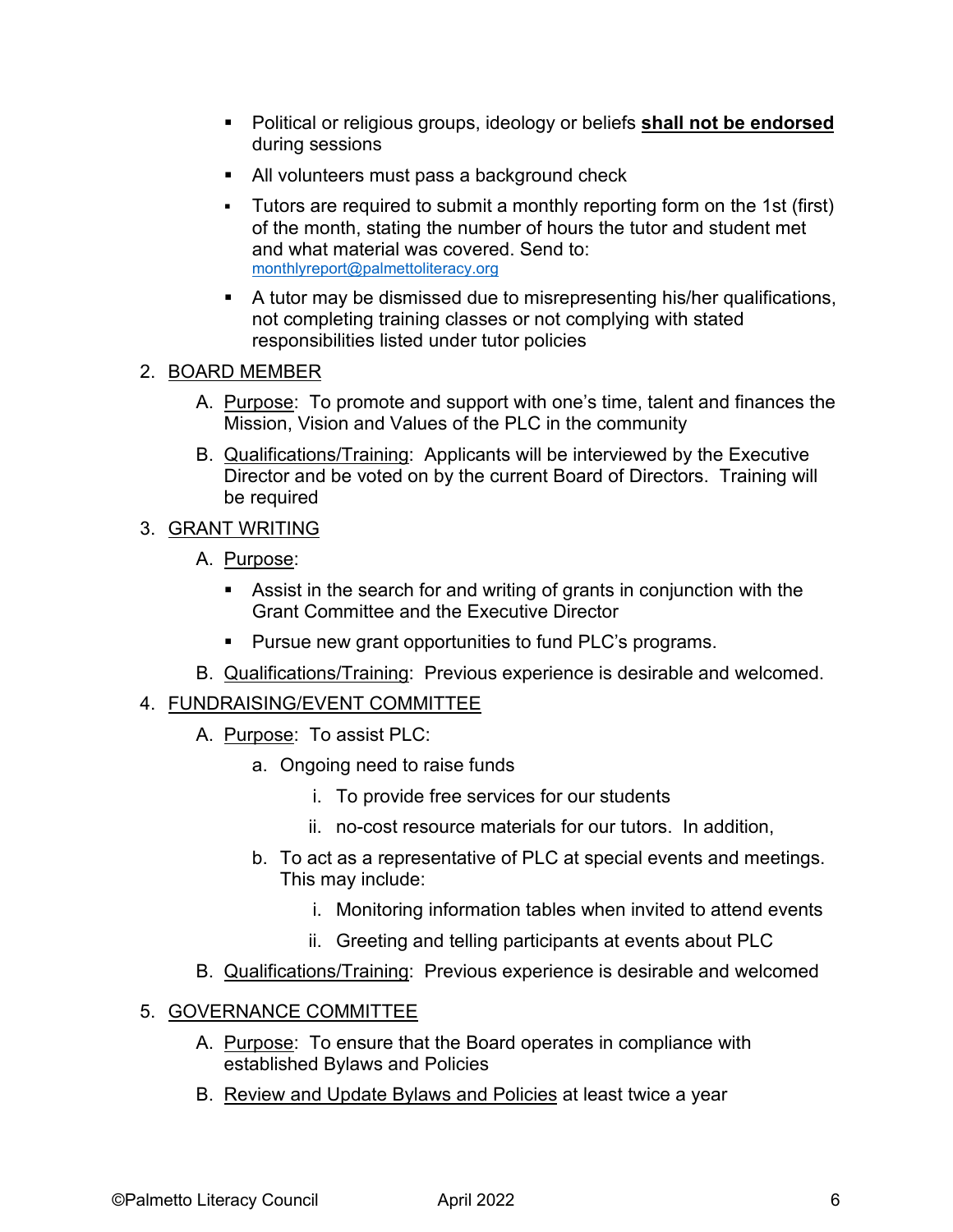- Political or religious groups, ideology or beliefs **<u>shall not be endorsed</u>** during sessions
- All volunteers must pass a background check
- Tutors are required to submit a monthly reporting form on the 1st (first) of the month, stating the number of hours the tutor and student met and what material was covered. Send to: monthlyreport@palmettoliteracy.org
- A tutor may be dismissed due to misrepresenting his/her qualifications, not completing training classes or not complying with stated responsibilities listed under tutor policies

2. <u>BOARD MEMBER</u>

   A. <u>Purpose</u>: To promote and support with one's time, talent and finances the Mission, Vision and Values of the PLC in the community

   B. <u>Qualifications/Training</u>: Applicants will be interviewed by the Executive Director and be voted on by the current Board of Directors. Training will be required

3. <u>GRANT WRITING</u>

   A. <u>Purpose</u>:

   - Assist in the search for and writing of grants in conjunction with the Grant Committee and the Executive Director
   - Pursue new grant opportunities to fund PLC's programs.

   B. <u>Qualifications/Training</u>: Previous experience is desirable and welcomed.

4. <u>FUNDRAISING/EVENT COMMITTEE</u>

   A. <u>Purpose</u>: To assist PLC:

      a. Ongoing need to raise funds

         i. To provide free services for our students

         ii. no-cost resource materials for our tutors. In addition,

      b. To act as a representative of PLC at special events and meetings. This may include:

         i. Monitoring information tables when invited to attend events

         ii. Greeting and telling participants at events about PLC

   B. <u>Qualifications/Training</u>: Previous experience is desirable and welcomed

5. <u>GOVERNANCE COMMITTEE</u>

   A. <u>Purpose</u>: To ensure that the Board operates in compliance with established Bylaws and Policies

   B. <u>Review and Update Bylaws and Policies</u> at least twice a year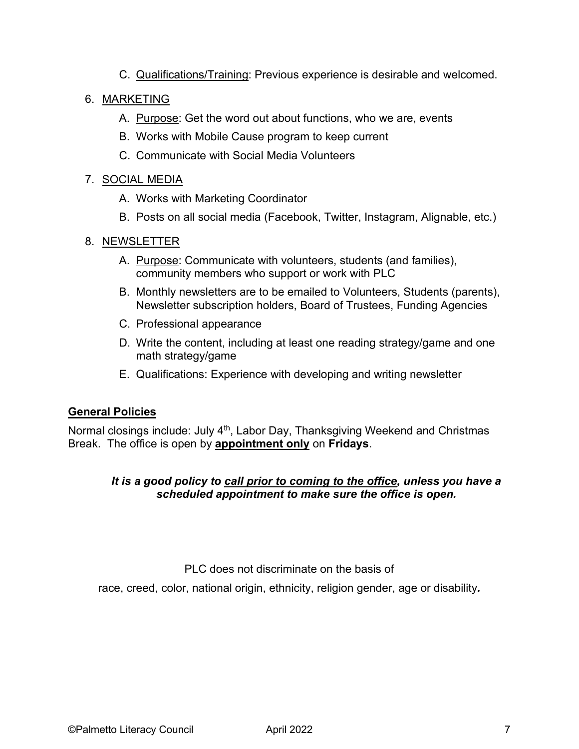C. Qualifications/Training: Previous experience is desirable and welcomed.

6. MARKETING
   - A. Purpose: Get the word out about functions, who we are, events
   - B. Works with Mobile Cause program to keep current
   - C. Communicate with Social Media Volunteers

7. SOCIAL MEDIA
   - A. Works with Marketing Coordinator
   - B. Posts on all social media (Facebook, Twitter, Instagram, Alignable, etc.)

8. NEWSLETTER
   - A. Purpose: Communicate with volunteers, students (and families), community members who support or work with PLC
   - B. Monthly newsletters are to be emailed to Volunteers, Students (parents), Newsletter subscription holders, Board of Trustees, Funding Agencies
   - C. Professional appearance
   - D. Write the content, including at least one reading strategy/game and one math strategy/game
   - E. Qualifications: Experience with developing and writing newsletter

## General Policies

Normal closings include: July 4th, Labor Day, Thanksgiving Weekend and Christmas Break. The office is open by **appointment only** on **Fridays**.

***It is a good policy to call prior to coming to the office, unless you have a scheduled appointment to make sure the office is open.***

PLC does not discriminate on the basis of

race, creed, color, national origin, ethnicity, religion gender, age or disability.